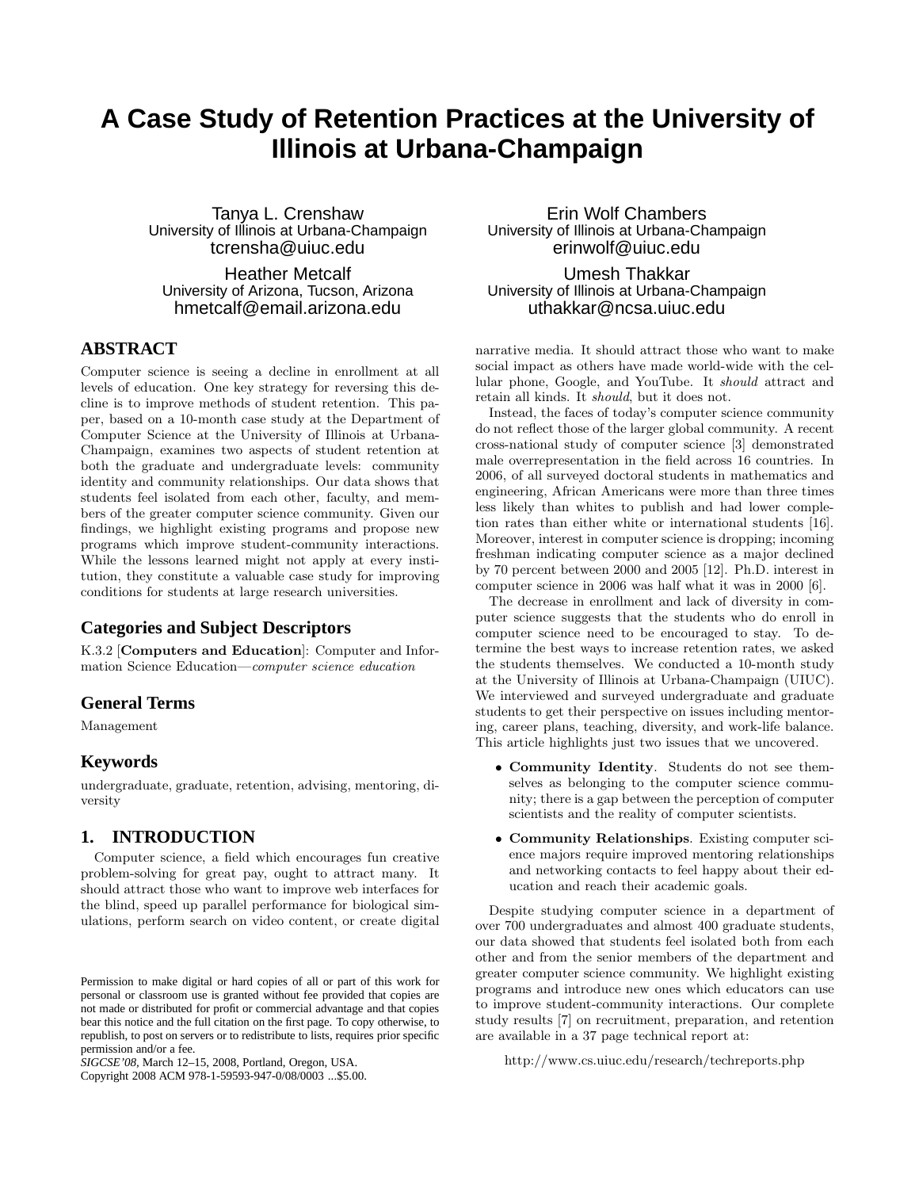# A Case Study of Retention Practices at the University of Illinois at Urbana-Champaign

Tanya L. Crenshaw
University of Illinois at Urbana-Champaign
tcrensha@uiuc.edu

Erin Wolf Chambers
University of Illinois at Urbana-Champaign
erinwolf@uiuc.edu

Heather Metcalf
University of Arizona, Tucson, Arizona
hmetcalf@email.arizona.edu

Umesh Thakkar
University of Illinois at Urbana-Champaign
uthakkar@ncsa.uiuc.edu

## ABSTRACT

Computer science is seeing a decline in enrollment at all levels of education. One key strategy for reversing this decline is to improve methods of student retention. This paper, based on a 10-month case study at the Department of Computer Science at the University of Illinois at Urbana-Champaign, examines two aspects of student retention at both the graduate and undergraduate levels: community identity and community relationships. Our data shows that students feel isolated from each other, faculty, and members of the greater computer science community. Given our findings, we highlight existing programs and propose new programs which improve student-community interactions. While the lessons learned might not apply at every institution, they constitute a valuable case study for improving conditions for students at large research universities.

### Categories and Subject Descriptors

K.3.2 [**Computers and Education**]: Computer and Information Science Education—*computer science education*

### General Terms

Management

### Keywords

undergraduate, graduate, retention, advising, mentoring, diversity

## 1. INTRODUCTION

Computer science, a field which encourages fun creative problem-solving for great pay, ought to attract many. It should attract those who want to improve web interfaces for the blind, speed up parallel performance for biological simulations, perform search on video content, or create digital narrative media. It should attract those who want to make social impact as others have made world-wide with the cellular phone, Google, and YouTube. It *should* attract and retain all kinds. It *should*, but it does not.

Instead, the faces of today's computer science community do not reflect those of the larger global community. A recent cross-national study of computer science [3] demonstrated male overrepresentation in the field across 16 countries. In 2006, of all surveyed doctoral students in mathematics and engineering, African Americans were more than three times less likely than whites to publish and had lower completion rates than either white or international students [16]. Moreover, interest in computer science is dropping; incoming freshman indicating computer science as a major declined by 70 percent between 2000 and 2005 [12]. Ph.D. interest in computer science in 2006 was half what it was in 2000 [6].

The decrease in enrollment and lack of diversity in computer science suggests that the students who do enroll in computer science need to be encouraged to stay. To determine the best ways to increase retention rates, we asked the students themselves. We conducted a 10-month study at the University of Illinois at Urbana-Champaign (UIUC). We interviewed and surveyed undergraduate and graduate students to get their perspective on issues including mentoring, career plans, teaching, diversity, and work-life balance. This article highlights just two issues that we uncovered.

- **Community Identity**. Students do not see themselves as belonging to the computer science community; there is a gap between the perception of computer scientists and the reality of computer scientists.
- **Community Relationships**. Existing computer science majors require improved mentoring relationships and networking contacts to feel happy about their education and reach their academic goals.

Despite studying computer science in a department of over 700 undergraduates and almost 400 graduate students, our data showed that students feel isolated both from each other and from the senior members of the department and greater computer science community. We highlight existing programs and introduce new ones which educators can use to improve student-community interactions. Our complete study results [7] on recruitment, preparation, and retention are available in a 37 page technical report at:

http://www.cs.uiuc.edu/research/techreports.php

Permission to make digital or hard copies of all or part of this work for personal or classroom use is granted without fee provided that copies are not made or distributed for profit or commercial advantage and that copies bear this notice and the full citation on the first page. To copy otherwise, to republish, to post on servers or to redistribute to lists, requires prior specific permission and/or a fee.
*SIGCSE'08*, March 12–15, 2008, Portland, Oregon, USA.
Copyright 2008 ACM 978-1-59593-947-0/08/0003 ...$5.00.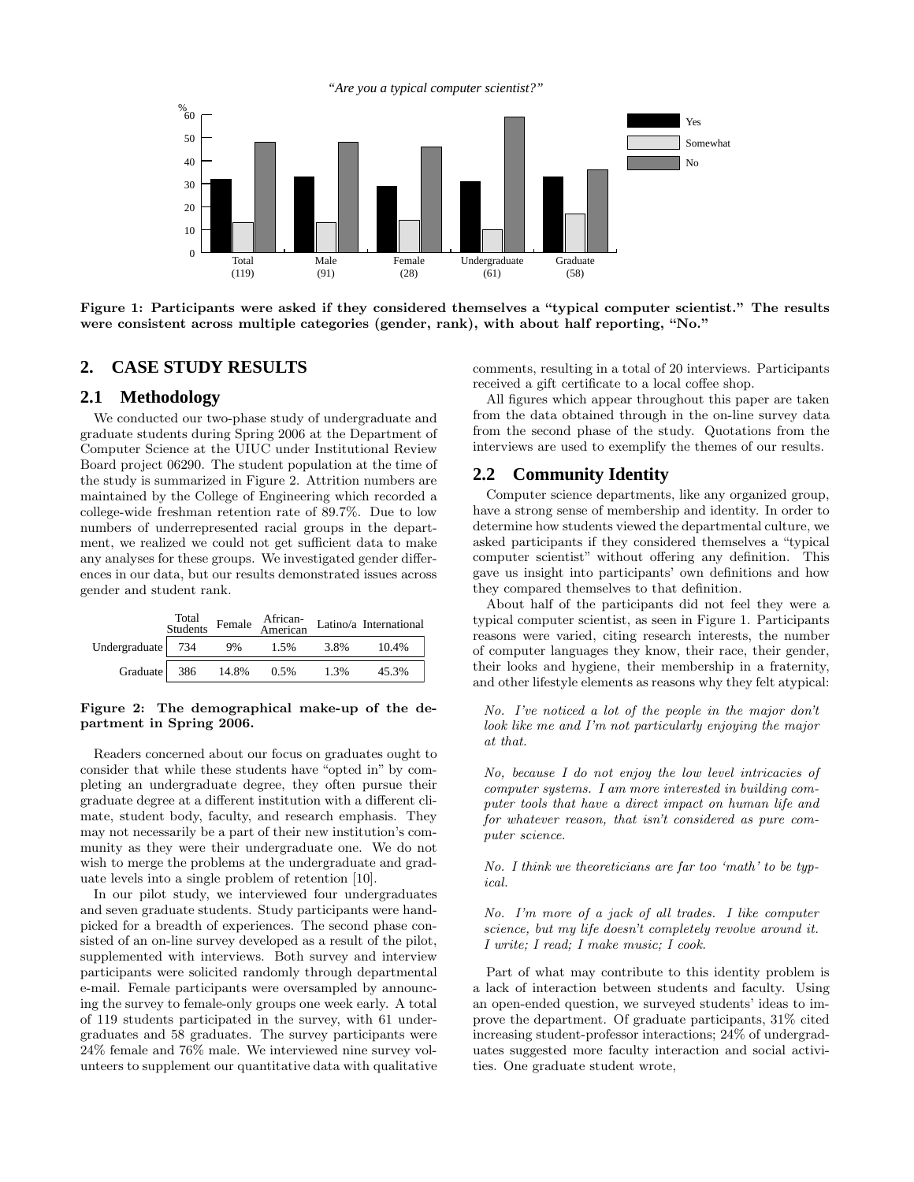*"Are you a typical computer scientist?"*

**Figure 1: Participants were asked if they considered themselves a "typical computer scientist." The results were consistent across multiple categories (gender, rank), with about half reporting, "No."**

## 2. CASE STUDY RESULTS

### 2.1 Methodology

We conducted our two-phase study of undergraduate and graduate students during Spring 2006 at the Department of Computer Science at the UIUC under Institutional Review Board project 06290. The student population at the time of the study is summarized in Figure 2. Attrition numbers are maintained by the College of Engineering which recorded a college-wide freshman retention rate of 89.7%. Due to low numbers of underrepresented racial groups in the department, we realized we could not get sufficient data to make any analyses for these groups. We investigated gender differences in our data, but our results demonstrated issues across gender and student rank.

| | Total Students | Female | African-American | Latino/a | International |
|---|---|---|---|---|---|
| Undergraduate | 734 | 9% | 1.5% | 3.8% | 10.4% |
| Graduate | 386 | 14.8% | 0.5% | 1.3% | 45.3% |

**Figure 2: The demographical make-up of the department in Spring 2006.**

Readers concerned about our focus on graduates ought to consider that while these students have "opted in" by completing an undergraduate degree, they often pursue their graduate degree at a different institution with a different climate, student body, faculty, and research emphasis. They may not necessarily be a part of their new institution's community as they were their undergraduate one. We do not wish to merge the problems at the undergraduate and graduate levels into a single problem of retention [10].

In our pilot study, we interviewed four undergraduates and seven graduate students. Study participants were handpicked for a breadth of experiences. The second phase consisted of an on-line survey developed as a result of the pilot, supplemented with interviews. Both survey and interview participants were solicited randomly through departmental e-mail. Female participants were oversampled by announcing the survey to female-only groups one week early. A total of 119 students participated in the survey, with 61 undergraduates and 58 graduates. The survey participants were 24% female and 76% male. We interviewed nine survey volunteers to supplement our quantitative data with qualitative comments, resulting in a total of 20 interviews. Participants received a gift certificate to a local coffee shop.

All figures which appear throughout this paper are taken from the data obtained through in the on-line survey data from the second phase of the study. Quotations from the interviews are used to exemplify the themes of our results.

### 2.2 Community Identity

Computer science departments, like any organized group, have a strong sense of membership and identity. In order to determine how students viewed the departmental culture, we asked participants if they considered themselves a "typical computer scientist" without offering any definition. This gave us insight into participants' own definitions and how they compared themselves to that definition.

About half of the participants did not feel they were a typical computer scientist, as seen in Figure 1. Participants reasons were varied, citing research interests, the number of computer languages they know, their race, their gender, their looks and hygiene, their membership in a fraternity, and other lifestyle elements as reasons why they felt atypical:

> *No. I've noticed a lot of the people in the major don't look like me and I'm not particularly enjoying the major at that.*

> *No, because I do not enjoy the low level intricacies of computer systems. I am more interested in building computer tools that have a direct impact on human life and for whatever reason, that isn't considered as pure computer science.*

> *No. I think we theoreticians are far too 'math' to be typical.*

> *No. I'm more of a jack of all trades. I like computer science, but my life doesn't completely revolve around it. I write; I read; I make music; I cook.*

Part of what may contribute to this identity problem is a lack of interaction between students and faculty. Using an open-ended question, we surveyed students' ideas to improve the department. Of graduate participants, 31% cited increasing student-professor interactions; 24% of undergraduates suggested more faculty interaction and social activities. One graduate student wrote,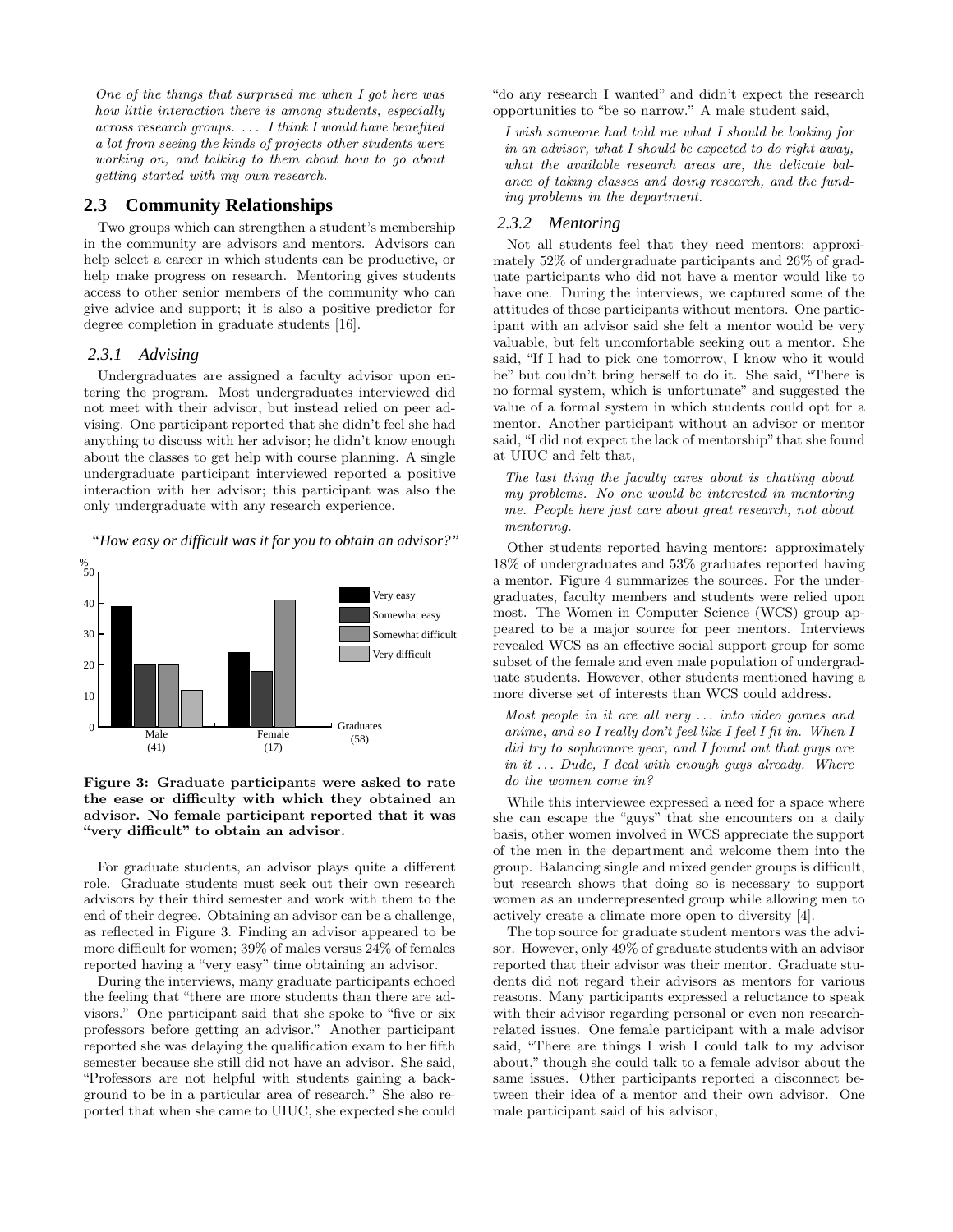*One of the things that surprised me when I got here was how little interaction there is among students, especially across research groups. . . . I think I would have benefited a lot from seeing the kinds of projects other students were working on, and talking to them about how to go about getting started with my own research.*

## 2.3 Community Relationships

Two groups which can strengthen a student's membership in the community are advisors and mentors. Advisors can help select a career in which students can be productive, or help make progress on research. Mentoring gives students access to other senior members of the community who can give advice and support; it is also a positive predictor for degree completion in graduate students [16].

### 2.3.1 Advising

Undergraduates are assigned a faculty advisor upon entering the program. Most undergraduates interviewed did not meet with their advisor, but instead relied on peer advising. One participant reported that she didn't feel she had anything to discuss with her advisor; he didn't know enough about the classes to get help with course planning. A single undergraduate participant interviewed reported a positive interaction with her advisor; this participant was also the only undergraduate with any research experience.

*"How easy or difficult was it for you to obtain an advisor?"*

**Figure 3: Graduate participants were asked to rate the ease or difficulty with which they obtained an advisor. No female participant reported that it was "very difficult" to obtain an advisor.**

For graduate students, an advisor plays quite a different role. Graduate students must seek out their own research advisors by their third semester and work with them to the end of their degree. Obtaining an advisor can be a challenge, as reflected in Figure 3. Finding an advisor appeared to be more difficult for women; 39% of males versus 24% of females reported having a "very easy" time obtaining an advisor.

During the interviews, many graduate participants echoed the feeling that "there are more students than there are advisors." One participant said that she spoke to "five or six professors before getting an advisor." Another participant reported she was delaying the qualification exam to her fifth semester because she still did not have an advisor. She said, "Professors are not helpful with students gaining a background to be in a particular area of research." She also reported that when she came to UIUC, she expected she could "do any research I wanted" and didn't expect the research opportunities to "be so narrow." A male student said,

*I wish someone had told me what I should be looking for in an advisor, what I should be expected to do right away, what the available research areas are, the delicate balance of taking classes and doing research, and the funding problems in the department.*

### 2.3.2 Mentoring

Not all students feel that they need mentors; approximately 52% of undergraduate participants and 26% of graduate participants who did not have a mentor would like to have one. During the interviews, we captured some of the attitudes of those participants without mentors. One participant with an advisor said she felt a mentor would be very valuable, but felt uncomfortable seeking out a mentor. She said, "If I had to pick one tomorrow, I know who it would be" but couldn't bring herself to do it. She said, "There is no formal system, which is unfortunate" and suggested the value of a formal system in which students could opt for a mentor. Another participant without an advisor or mentor said, "I did not expect the lack of mentorship" that she found at UIUC and felt that,

*The last thing the faculty cares about is chatting about my problems. No one would be interested in mentoring me. People here just care about great research, not about mentoring.*

Other students reported having mentors: approximately 18% of undergraduates and 53% graduates reported having a mentor. Figure 4 summarizes the sources. For the undergraduates, faculty members and students were relied upon most. The Women in Computer Science (WCS) group appeared to be a major source for peer mentors. Interviews revealed WCS as an effective social support group for some subset of the female and even male population of undergraduate students. However, other students mentioned having a more diverse set of interests than WCS could address.

*Most people in it are all very . . . into video games and anime, and so I really don't feel like I feel I fit in. When I did try to sophomore year, and I found out that guys are in it . . . Dude, I deal with enough guys already. Where do the women come in?*

While this interviewee expressed a need for a space where she can escape the "guys" that she encounters on a daily basis, other women involved in WCS appreciate the support of the men in the department and welcome them into the group. Balancing single and mixed gender groups is difficult, but research shows that doing so is necessary to support women as an underrepresented group while allowing men to actively create a climate more open to diversity [4].

The top source for graduate student mentors was the advisor. However, only 49% of graduate students with an advisor reported that their advisor was their mentor. Graduate students did not regard their advisors as mentors for various reasons. Many participants expressed a reluctance to speak with their advisor regarding personal or even non research-related issues. One female participant with a male advisor said, "There are things I wish I could talk to my advisor about," though she could talk to a female advisor about the same issues. Other participants reported a disconnect between their idea of a mentor and their own advisor. One male participant said of his advisor,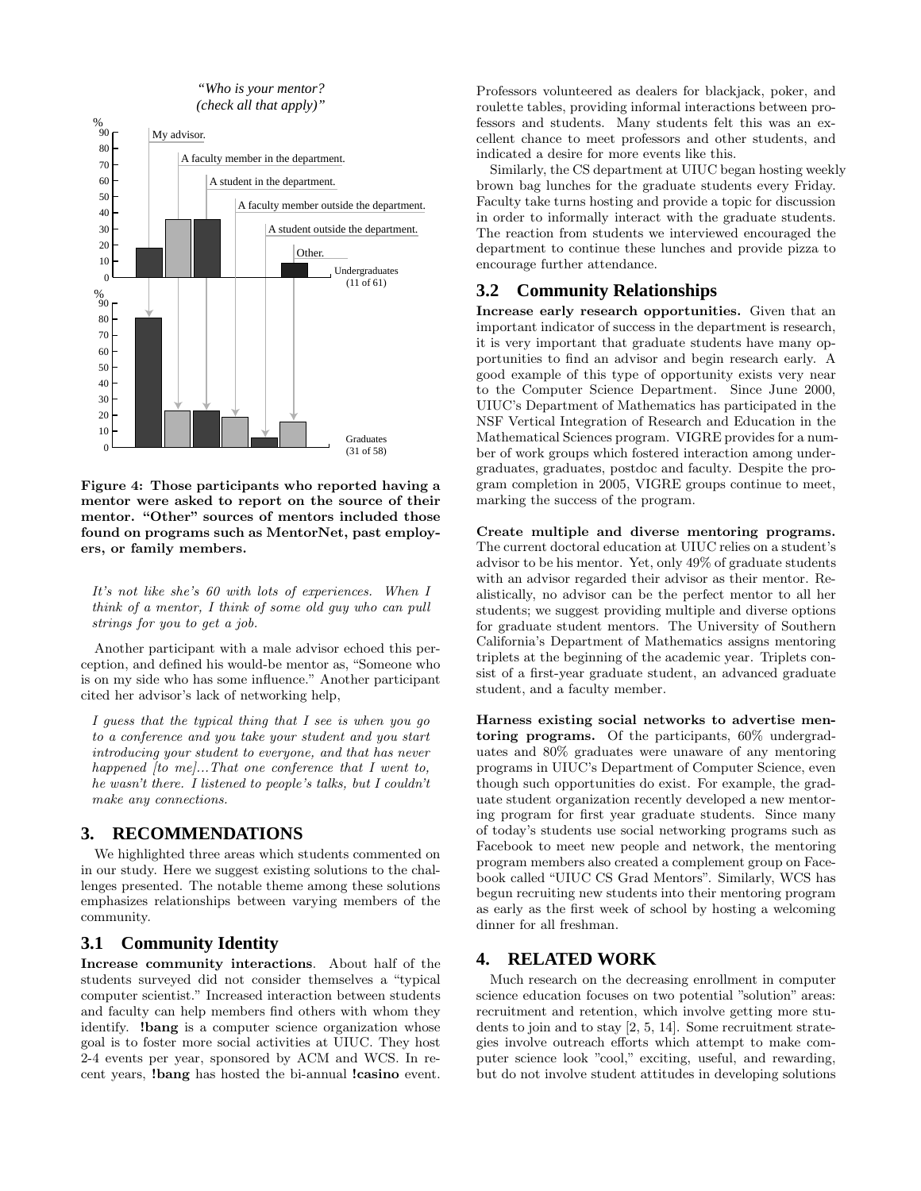*"Who is your mentor? (check all that apply)"*

Figure 4: Those participants who reported having a mentor were asked to report on the source of their mentor. "Other" sources of mentors included those found on programs such as MentorNet, past employers, or family members.

*It's not like she's 60 with lots of experiences. When I think of a mentor, I think of some old guy who can pull strings for you to get a job.*

Another participant with a male advisor echoed this perception, and defined his would-be mentor as, "Someone who is on my side who has some influence." Another participant cited her advisor's lack of networking help,

*I guess that the typical thing that I see is when you go to a conference and you take your student and you start introducing your student to everyone, and that has never happened [to me]...That one conference that I went to, he wasn't there. I listened to people's talks, but I couldn't make any connections.*

## 3. RECOMMENDATIONS

We highlighted three areas which students commented on in our study. Here we suggest existing solutions to the challenges presented. The notable theme among these solutions emphasizes relationships between varying members of the community.

### 3.1 Community Identity

**Increase community interactions**. About half of the students surveyed did not consider themselves a "typical computer scientist." Increased interaction between students and faculty can help members find others with whom they identify. **!bang** is a computer science organization whose goal is to foster more social activities at UIUC. They host 2-4 events per year, sponsored by ACM and WCS. In recent years, **!bang** has hosted the bi-annual **!casino** event. Professors volunteered as dealers for blackjack, poker, and roulette tables, providing informal interactions between professors and students. Many students felt this was an excellent chance to meet professors and other students, and indicated a desire for more events like this.

Similarly, the CS department at UIUC began hosting weekly brown bag lunches for the graduate students every Friday. Faculty take turns hosting and provide a topic for discussion in order to informally interact with the graduate students. The reaction from students we interviewed encouraged the department to continue these lunches and provide pizza to encourage further attendance.

### 3.2 Community Relationships

**Increase early research opportunities.** Given that an important indicator of success in the department is research, it is very important that graduate students have many opportunities to find an advisor and begin research early. A good example of this type of opportunity exists very near to the Computer Science Department. Since June 2000, UIUC's Department of Mathematics has participated in the NSF Vertical Integration of Research and Education in the Mathematical Sciences program. VIGRE provides for a number of work groups which fostered interaction among undergraduates, graduates, postdoc and faculty. Despite the program completion in 2005, VIGRE groups continue to meet, marking the success of the program.

**Create multiple and diverse mentoring programs.** The current doctoral education at UIUC relies on a student's advisor to be his mentor. Yet, only 49% of graduate students with an advisor regarded their advisor as their mentor. Realistically, no advisor can be the perfect mentor to all her students; we suggest providing multiple and diverse options for graduate student mentors. The University of Southern California's Department of Mathematics assigns mentoring triplets at the beginning of the academic year. Triplets consist of a first-year graduate student, an advanced graduate student, and a faculty member.

**Harness existing social networks to advertise mentoring programs.** Of the participants, 60% undergraduates and 80% graduates were unaware of any mentoring programs in UIUC's Department of Computer Science, even though such opportunities do exist. For example, the graduate student organization recently developed a new mentoring program for first year graduate students. Since many of today's students use social networking programs such as Facebook to meet new people and network, the mentoring program members also created a complement group on Facebook called "UIUC CS Grad Mentors". Similarly, WCS has begun recruiting new students into their mentoring program as early as the first week of school by hosting a welcoming dinner for all freshman.

## 4. RELATED WORK

Much research on the decreasing enrollment in computer science education focuses on two potential "solution" areas: recruitment and retention, which involve getting more students to join and to stay [2, 5, 14]. Some recruitment strategies involve outreach efforts which attempt to make computer science look "cool," exciting, useful, and rewarding, but do not involve student attitudes in developing solutions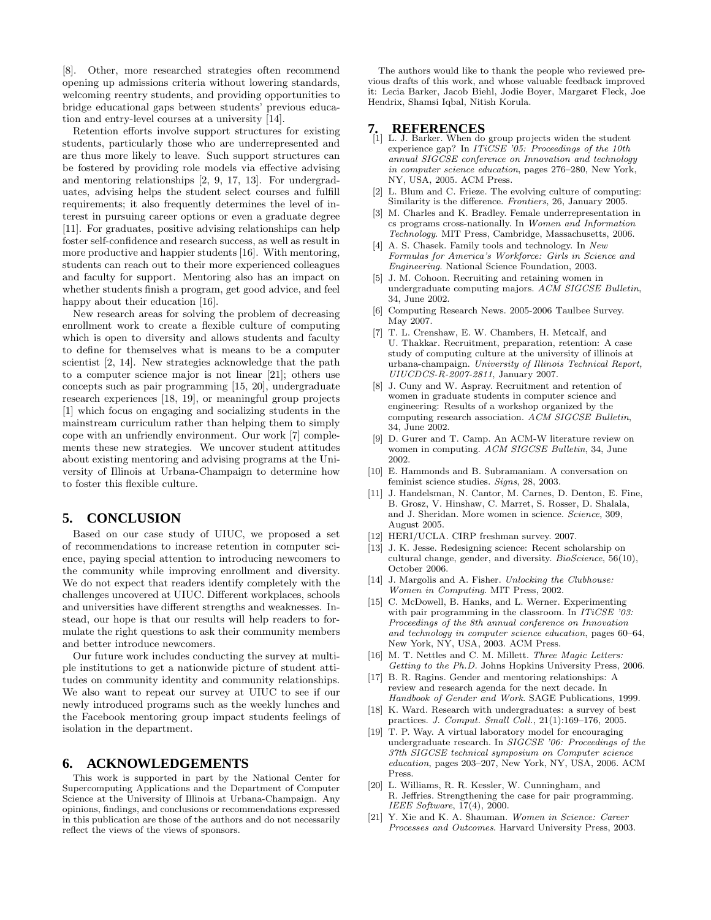[8]. Other, more researched strategies often recommend opening up admissions criteria without lowering standards, welcoming reentry students, and providing opportunities to bridge educational gaps between students' previous education and entry-level courses at a university [14].

Retention efforts involve support structures for existing students, particularly those who are underrepresented and are thus more likely to leave. Such support structures can be fostered by providing role models via effective advising and mentoring relationships [2, 9, 17, 13]. For undergraduates, advising helps the student select courses and fulfill requirements; it also frequently determines the level of interest in pursuing career options or even a graduate degree [11]. For graduates, positive advising relationships can help foster self-confidence and research success, as well as result in more productive and happier students [16]. With mentoring, students can reach out to their more experienced colleagues and faculty for support. Mentoring also has an impact on whether students finish a program, get good advice, and feel happy about their education [16].

New research areas for solving the problem of decreasing enrollment work to create a flexible culture of computing which is open to diversity and allows students and faculty to define for themselves what is means to be a computer scientist [2, 14]. New strategies acknowledge that the path to a computer science major is not linear [21]; others use concepts such as pair programming [15, 20], undergraduate research experiences [18, 19], or meaningful group projects [1] which focus on engaging and socializing students in the mainstream curriculum rather than helping them to simply cope with an unfriendly environment. Our work [7] complements these new strategies. We uncover student attitudes about existing mentoring and advising programs at the University of Illinois at Urbana-Champaign to determine how to foster this flexible culture.

## 5. CONCLUSION

Based on our case study of UIUC, we proposed a set of recommendations to increase retention in computer science, paying special attention to introducing newcomers to the community while improving enrollment and diversity. We do not expect that readers identify completely with the challenges uncovered at UIUC. Different workplaces, schools and universities have different strengths and weaknesses. Instead, our hope is that our results will help readers to formulate the right questions to ask their community members and better introduce newcomers.

Our future work includes conducting the survey at multiple institutions to get a nationwide picture of student attitudes on community identity and community relationships. We also want to repeat our survey at UIUC to see if our newly introduced programs such as the weekly lunches and the Facebook mentoring group impact students feelings of isolation in the department.

## 6. ACKNOWLEDGEMENTS

This work is supported in part by the National Center for Supercomputing Applications and the Department of Computer Science at the University of Illinois at Urbana-Champaign. Any opinions, findings, and conclusions or recommendations expressed in this publication are those of the authors and do not necessarily reflect the views of the views of sponsors.

The authors would like to thank the people who reviewed previous drafts of this work, and whose valuable feedback improved it: Lecia Barker, Jacob Biehl, Jodie Boyer, Margaret Fleck, Joe Hendrix, Shamsi Iqbal, Nitish Korula.

## 7. REFERENCES

[1] L. J. Barker. When do group projects widen the student experience gap? In *ITiCSE '05: Proceedings of the 10th annual SIGCSE conference on Innovation and technology in computer science education*, pages 276–280, New York, NY, USA, 2005. ACM Press.

[2] L. Blum and C. Frieze. The evolving culture of computing: Similarity is the difference. *Frontiers*, 26, January 2005.

[3] M. Charles and K. Bradley. Female underrepresentation in cs programs cross-nationally. In *Women and Information Technology*. MIT Press, Cambridge, Massachusetts, 2006.

[4] A. S. Chasek. Family tools and technology. In *New Formulas for America's Workforce: Girls in Science and Engineering*. National Science Foundation, 2003.

[5] J. M. Cohoon. Recruiting and retaining women in undergraduate computing majors. *ACM SIGCSE Bulletin*, 34, June 2002.

[6] Computing Research News. 2005-2006 Taulbee Survey. May 2007.

[7] T. L. Crenshaw, E. W. Chambers, H. Metcalf, and U. Thakkar. Recruitment, preparation, retention: A case study of computing culture at the university of illinois at urbana-champaign. *University of Illinois Technical Report, UIUCDCS-R-2007-2811*, January 2007.

[8] J. Cuny and W. Aspray. Recruitment and retention of women in graduate students in computer science and engineering: Results of a workshop organized by the computing research association. *ACM SIGCSE Bulletin*, 34, June 2002.

[9] D. Gurer and T. Camp. An ACM-W literature review on women in computing. *ACM SIGCSE Bulletin*, 34, June 2002.

[10] E. Hammonds and B. Subramaniam. A conversation on feminist science studies. *Signs*, 28, 2003.

[11] J. Handelsman, N. Cantor, M. Carnes, D. Denton, E. Fine, B. Grosz, V. Hinshaw, C. Marret, S. Rosser, D. Shalala, and J. Sheridan. More women in science. *Science*, 309, August 2005.

[12] HERI/UCLA. CIRP freshman survey. 2007.

[13] J. K. Jesse. Redesigning science: Recent scholarship on cultural change, gender, and diversity. *BioScience*, 56(10), October 2006.

[14] J. Margolis and A. Fisher. *Unlocking the Clubhouse: Women in Computing*. MIT Press, 2002.

[15] C. McDowell, B. Hanks, and L. Werner. Experimenting with pair programming in the classroom. In *ITiCSE '03: Proceedings of the 8th annual conference on Innovation and technology in computer science education*, pages 60–64, New York, NY, USA, 2003. ACM Press.

[16] M. T. Nettles and C. M. Millett. *Three Magic Letters: Getting to the Ph.D.* Johns Hopkins University Press, 2006.

[17] B. R. Ragins. Gender and mentoring relationships: A review and research agenda for the next decade. In *Handbook of Gender and Work*. SAGE Publications, 1999.

[18] K. Ward. Research with undergraduates: a survey of best practices. *J. Comput. Small Coll.*, 21(1):169–176, 2005.

[19] T. P. Way. A virtual laboratory model for encouraging undergraduate research. In *SIGCSE '06: Proceedings of the 37th SIGCSE technical symposium on Computer science education*, pages 203–207, New York, NY, USA, 2006. ACM Press.

[20] L. Williams, R. R. Kessler, W. Cunningham, and R. Jeffries. Strengthening the case for pair programming. *IEEE Software*, 17(4), 2000.

[21] Y. Xie and K. A. Shauman. *Women in Science: Career Processes and Outcomes*. Harvard University Press, 2003.